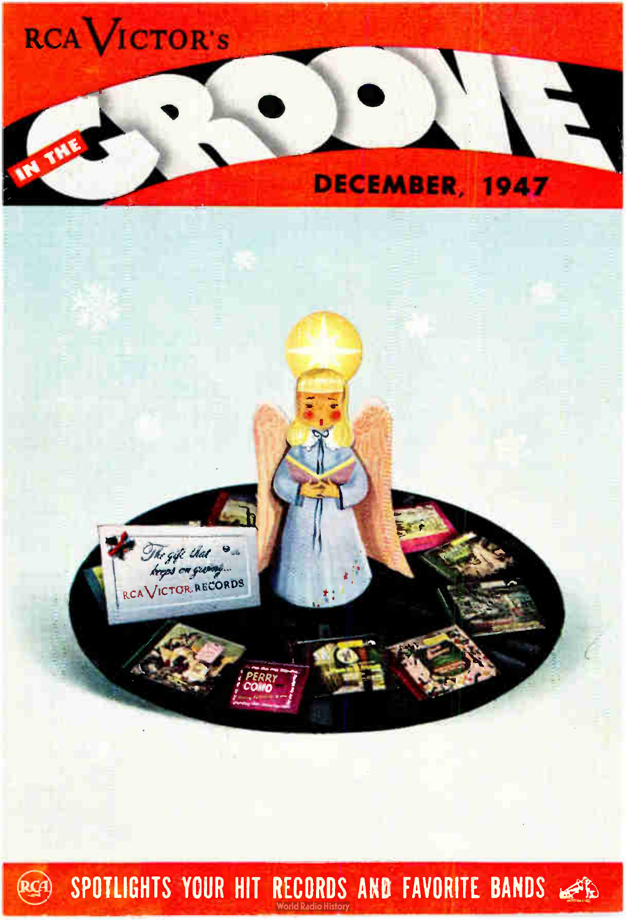RCA VICTOR'S

# IN THE GROOVE

DECEMBER, 1947

*The gift that keeps on giving...*
RCA VICTOR RECORDS

PERRY COMO

SPOTLIGHTS YOUR HIT RECORDS AND FAVORITE BANDS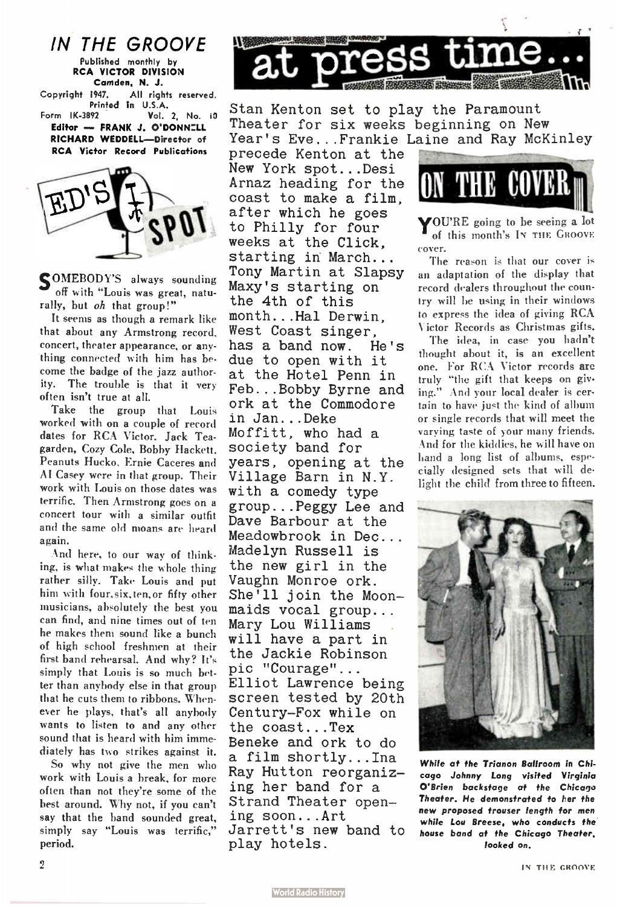## IN THE GROOVE

Published monthly by
RCA VICTOR DIVISION
Camden, N. J.
Copyright 1947. All rights reserved.
Printed in U.S.A.
Form 1K-3892 Vol. 2, No. 10
Editor — FRANK J. O'DONNELL
RICHARD WEDDELL—Director of RCA Victor Record Publications

## ED'S SPOT

**S**OMEBODY'S always sounding off with "Louis was great, naturally, but *oh* that group!"

It seems as though a remark like that about any Armstrong record, concert, theater appearance, or anything connected with him has become the badge of the jazz authority. The trouble is that it very often isn't true at all.

Take the group that Louis worked with on a couple of record dates for RCA Victor. Jack Teagarden, Cozy Cole, Bobby Hackett, Peanuts Hucko, Ernie Caceres and Al Casey were in that group. Their work with Louis on those dates was terrific. Then Armstrong goes on a concert tour with a similar outfit and the same old moans are heard again.

And here, to our way of thinking, is what makes the whole thing rather silly. Take Louis and put him with four, six, ten, or fifty other musicians, absolutely the best you can find, and nine times out of ten he makes them sound like a bunch of high school freshmen at their first band rehearsal. And why? It's simply that Louis is so much better than anybody else in that group that he cuts them to ribbons. Whenever he plays, that's all anybody wants to listen to and any other sound that is heard with him immediately has two strikes against it.

So why not give the men who work with Louis a break, for more often than not they're some of the best around. Why not, if you can't say that the band sounded great, simply say "Louis was terrific," period.

## at press time...

Stan Kenton set to play the Paramount Theater for six weeks beginning on New Year's Eve...Frankie Laine and Ray McKinley precede Kenton at the New York spot...Desi Arnaz heading for the coast to make a film, after which he goes to Philly for four weeks at the Click, starting in March...Tony Martin at Slapsy Maxy's starting on the 4th of this month...Hal Derwin, West Coast singer, has a band now. He's due to open with it at the Hotel Penn in Feb...Bobby Byrne and ork at the Commodore in Jan...Deke Moffitt, who had a society band for years, opening at the Village Barn in N.Y. with a comedy type group...Peggy Lee and Dave Barbour at the Meadowbrook in Dec...Madelyn Russell is the new girl in the Vaughn Monroe ork. She'll join the Moonmaids vocal group...Mary Lou Williams will have a part in the Jackie Robinson pic "Courage"...Elliot Lawrence being screen tested by 20th Century-Fox while on the coast...Tex Beneke and ork to do a film shortly...Ina Ray Hutton reorganizing her band for a Strand Theater opening soon...Art Jarrett's new band to play hotels.

## ON THE COVER

**Y**OU'RE going to be seeing a lot of this month's IN THE GROOVE cover.

The reason is that our cover is an adaptation of the display that record dealers throughout the country will be using in their windows to express the idea of giving RCA Victor Records as Christmas gifts.

The idea, in case you hadn't thought about it, is an excellent one. For RCA Victor records are truly "the gift that keeps on giving." And your local dealer is certain to have just the kind of album or single records that will meet the varying taste of your many friends. And for the kiddies, he will have on hand a long list of albums, especially designed sets that will delight the child from three to fifteen.

*While at the Trianon Ballroom in Chicago Johnny Long visited Virginia O'Brien backstage at the Chicago Theater. He demonstrated to her the new proposed trouser length for men while Lou Breese, who conducts the house band at the Chicago Theater, looked on.*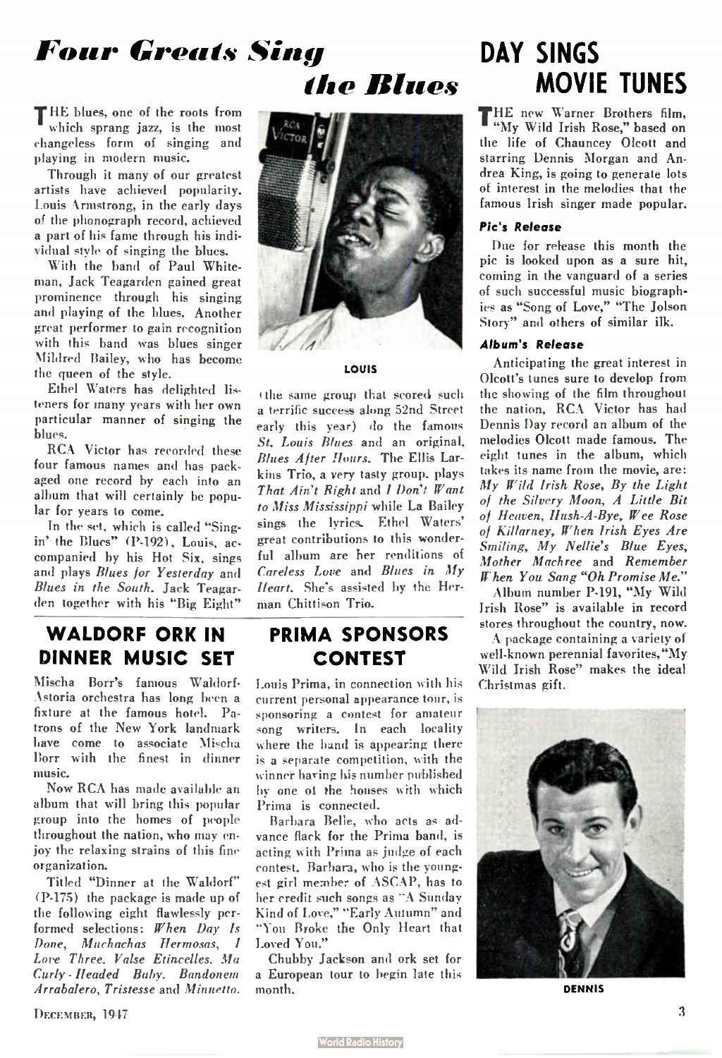# Four Greats Sing the Blues

THE blues, one of the roots from which sprang jazz, is the most changeless form of singing and playing in modern music.

Through it many of our greatest artists have achieved popularity. Louis Armstrong, in the early days of the phonograph record, achieved a part of his fame through his individual style of singing the blues.

With the band of Paul Whiteman, Jack Teagarden gained great prominence through his singing and playing of the blues. Another great performer to gain recognition with this band was blues singer Mildred Bailey, who has become the queen of the style.

Ethel Waters has delighted listeners for many years with her own particular manner of singing the blues.

RCA Victor has recorded these four famous names and has packaged one record by each into an album that will certainly be popular for years to come.

In the set, which is called "Singin' the Blues" (P-192), Louis, accompanied by his Hot Six, sings and plays *Blues for Yesterday* and *Blues in the South*. Jack Teagarden together with his "Big Eight" (the same group that scored such a terrific success along 52nd Street early this year) do the famous *St. Louis Blues* and an original, *Blues After Hours*. The Ellis Larkins Trio, a very tasty group, plays *That Ain't Right* and *I Don't Want to Miss Mississippi* while La Bailey sings the lyrics. Ethel Waters' great contributions to this wonderful album are her renditions of *Careless Love* and *Blues in My Heart*. She's assisted by the Herman Chittison Trio.

LOUIS

## WALDORF ORK IN DINNER MUSIC SET

Mischa Borr's famous Waldorf-Astoria orchestra has long been a fixture at the famous hotel. Patrons of the New York landmark have come to associate Mischa Borr with the finest in dinner music.

Now RCA has made available an album that will bring this popular group into the homes of people throughout the nation, who may enjoy the relaxing strains of this fine organization.

Titled "Dinner at the Waldorf" (P-175) the package is made up of the following eight flawlessly performed selections: *When Day Is Done, Muchachas Hermosas, I Love Three. Valse Etincelles. Ma Curly-Headed Baby. Bandonem Arrabalero, Tristesse* and *Minuetto*.

## PRIMA SPONSORS CONTEST

Louis Prima, in connection with his current personal appearance tour, is sponsoring a contest for amateur song writers. In each locality where the band is appearing there is a separate competition, with the winner having his number published by one of the houses with which Prima is connected.

Barbara Belle, who acts as advance flack for the Prima band, is acting with Prima as judge of each contest. Barbara, who is the youngest girl member of ASCAP, has to her credit such songs as "A Sunday Kind of Love," "Early Autumn" and "You Broke the Only Heart that Loved You."

Chubby Jackson and ork set for a European tour to begin late this month.

# DAY SINGS MOVIE TUNES

THE new Warner Brothers film, "My Wild Irish Rose," based on the life of Chauncey Olcott and starring Dennis Morgan and Andrea King, is going to generate lots of interest in the melodies that the famous Irish singer made popular.

### Pic's Release

Due for release this month the pic is looked upon as a sure hit, coming in the vanguard of a series of such successful music biographies as "Song of Love," "The Jolson Story" and others of similar ilk.

### Album's Release

Anticipating the great interest in Olcott's tunes sure to develop from the showing of the film throughout the nation, RCA Victor has had Dennis Day record an album of the melodies Olcott made famous. The eight tunes in the album, which takes its name from the movie, are: *My Wild Irish Rose, By the Light of the Silvery Moon, A Little Bit of Heaven, Hush-A-Bye, Wee Rose of Killarney, When Irish Eyes Are Smiling, My Nellie's Blue Eyes, Mother Machree* and *Remember When You Sang "Oh Promise Me."*

Album number P-191, "My Wild Irish Rose" is available in record stores throughout the country, now.

A package containing a variety of well-known perennial favorites, "My Wild Irish Rose" makes the ideal Christmas gift.

DENNIS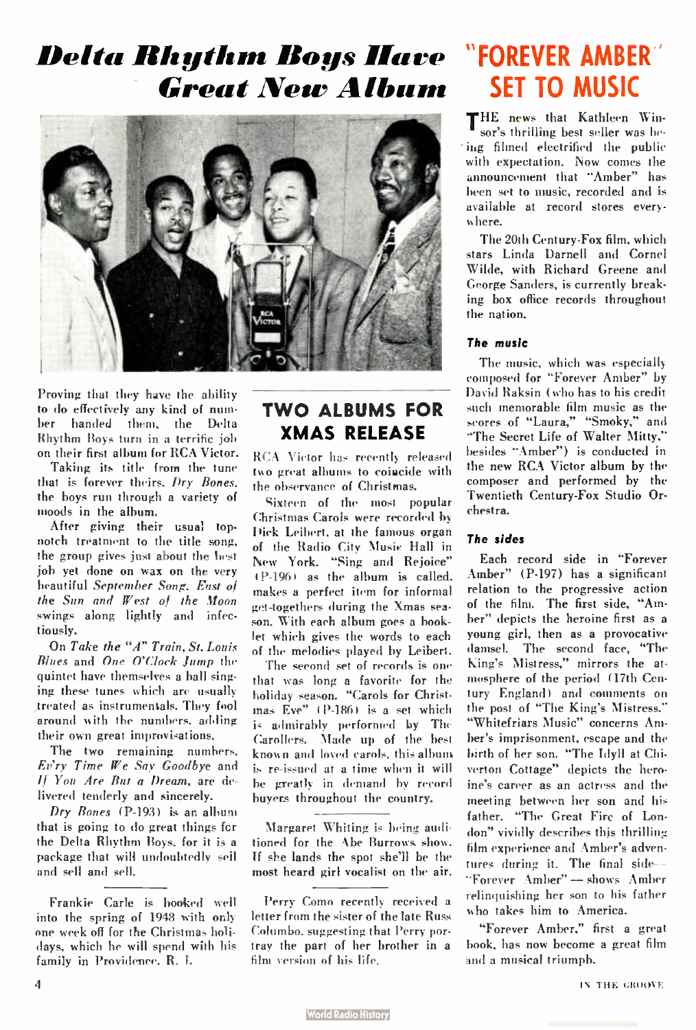# Delta Rhythm Boys Have Great New Album

Proving that they have the ability to do effectively any kind of number handed them, the Delta Rhythm Boys turn in a terrific job on their first album for RCA Victor.

Taking its title from the tune that is forever theirs, *Dry Bones*, the boys run through a variety of moods in the album.

After giving their usual top-notch treatment to the title song, the group gives just about the best job yet done on wax on the very beautiful *September Song*. *East of the Sun and West of the Moon* swings along lightly and infectiously.

On *Take the "A" Train*, *St. Louis Blues* and *One O'Clock Jump* the quintet have themselves a ball singing these tunes which are usually treated as instrumentals. They fool around with the numbers, adding their own great improvisations.

The two remaining numbers, *Ev'ry Time We Say Goodbye* and *If You Are But a Dream*, are delivered tenderly and sincerely.

*Dry Bones* (P-193) is an album that is going to do great things for the Delta Rhythm Boys, for it is a package that will undoubtedly sell and sell and sell.

---

Frankie Carle is booked well into the spring of 1948 with only one week off for the Christmas holidays, which he will spend with his family in Providence, R. I.

## TWO ALBUMS FOR XMAS RELEASE

RCA Victor has recently released two great albums to coincide with the observance of Christmas.

Sixteen of the most popular Christmas Carols were recorded by Dick Leibert, at the famous organ of the Radio City Music Hall in New York. "Sing and Rejoice" (P-196) as the album is called, makes a perfect item for informal get-togethers during the Xmas season. With each album goes a booklet which gives the words to each of the melodies played by Leibert.

The second set of records is one that was long a favorite for the holiday season. "Carols for Christmas Eve" (P-186) is a set which is admirably performed by The Carollers. Made up of the best known and loved carols, this album is re-issued at a time when it will be greatly in demand by record buyers throughout the country.

---

Margaret Whiting is being auditioned for the Abe Burrows show. If she lands the spot she'll be the most heard girl vocalist on the air.

---

Perry Como recently received a letter from the sister of the late Russ Columbo, suggesting that Perry portray the part of her brother in a film version of his life.

# "FOREVER AMBER" SET TO MUSIC

THE news that Kathleen Winsor's thrilling best seller was being filmed electrified the public with expectation. Now comes the announcement that "Amber" has been set to music, recorded and is available at record stores everywhere.

The 20th Century-Fox film, which stars Linda Darnell and Cornel Wilde, with Richard Greene and George Sanders, is currently breaking box office records throughout the nation.

### The music

The music, which was especially composed for "Forever Amber" by David Raksin (who has to his credit such memorable film music as the scores of "Laura," "Smoky," and "The Secret Life of Walter Mitty," besides "Amber") is conducted in the new RCA Victor album by the composer and performed by the Twentieth Century-Fox Studio Orchestra.

### The sides

Each record side in "Forever Amber" (P-197) has a significant relation to the progressive action of the film. The first side, "Amber" depicts the heroine first as a young girl, then as a provocative damsel. The second face, "The King's Mistress," mirrors the atmosphere of the period (17th Century England) and comments on the post of "The King's Mistress." "Whitefriars Music" concerns Amber's imprisonment, escape and the birth of her son. "The Idyll at Chiverton Cottage" depicts the heroine's career as an actress and the meeting between her son and his father. "The Great Fire of London" vividly describes this thrilling film experience and Amber's adventures during it. The final side—"Forever Amber"—shows Amber relinquishing her son to his father who takes him to America.

"Forever Amber," first a great book, has now become a great film and a musical triumph.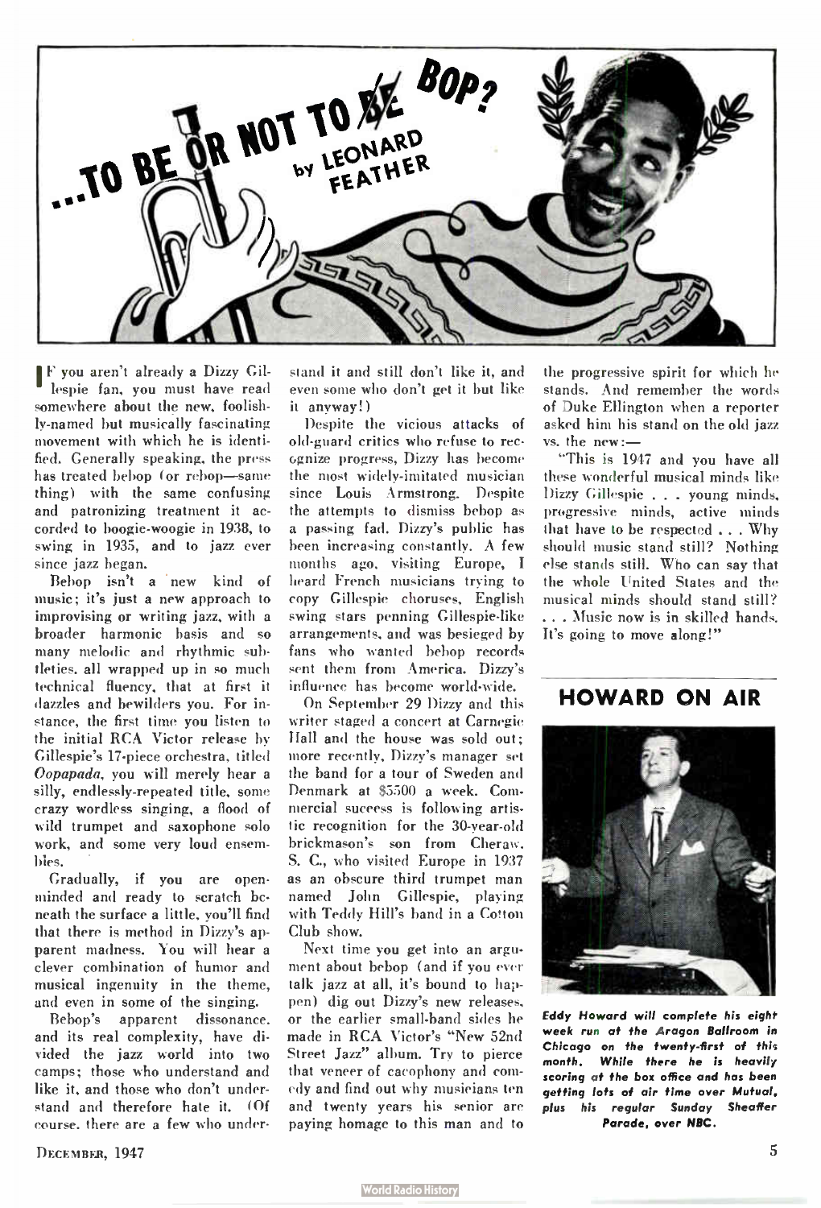# ...TO BE OR NOT TO BOP?

by LEONARD FEATHER

IF you aren't already a Dizzy Gillespie fan, you must have read somewhere about the new, foolishly-named but musically fascinating movement with which he is identified. Generally speaking, the press has treated bebop (or rebop—same thing) with the same confusing and patronizing treatment it accorded to boogie-woogie in 1938, to swing in 1935, and to jazz ever since jazz began.

Bebop isn't a new kind of music; it's just a new approach to improvising or writing jazz, with a broader harmonic basis and so many melodic and rhythmic subtleties, all wrapped up in so much technical fluency, that at first it dazzles and bewilders you. For instance, the first time you listen to the initial RCA Victor release by Gillespie's 17-piece orchestra, titled *Oopapada*, you will merely hear a silly, endlessly-repeated title, some crazy wordless singing, a flood of wild trumpet and saxophone solo work, and some very loud ensembles.

Gradually, if you are open-minded and ready to scratch beneath the surface a little, you'll find that there is method in Dizzy's apparent madness. You will hear a clever combination of humor and musical ingenuity in the theme, and even in some of the singing.

Bebop's apparent dissonance, and its real complexity, have divided the jazz world into two camps; those who understand and like it, and those who don't understand and therefore hate it. (Of course, there are a few who understand it and still don't like it, and even some who don't get it but like it anyway!)

Despite the vicious attacks of old-guard critics who refuse to recognize progress, Dizzy has become the most widely-imitated musician since Louis Armstrong. Despite the attempts to dismiss bebop as a passing fad, Dizzy's public has been increasing constantly. A few months ago, visiting Europe, I heard French musicians trying to copy Gillespie choruses, English swing stars penning Gillespie-like arrangements, and was besieged by fans who wanted bebop records sent them from America. Dizzy's influence has become world-wide.

On September 29 Dizzy and this writer staged a concert at Carnegie Hall and the house was sold out; more recently, Dizzy's manager set the band for a tour of Sweden and Denmark at $5500 a week. Commercial success is following artistic recognition for the 30-year-old brickmason's son from Cheraw, S. C., who visited Europe in 1937 as an obscure third trumpet man named John Gillespie, playing with Teddy Hill's band in a Cotton Club show.

Next time you get into an argument about bebop (and if you ever talk jazz at all, it's bound to happen) dig out Dizzy's new releases, or the earlier small-band sides he made in RCA Victor's "New 52nd Street Jazz" album. Try to pierce that veneer of cacophony and comedy and find out why musicians ten and twenty years his senior are paying homage to this man and to the progressive spirit for which he stands. And remember the words of Duke Ellington when a reporter asked him his stand on the old jazz vs. the new:—

"This is 1947 and you have all these wonderful musical minds like Dizzy Gillespie . . . young minds, progressive minds, active minds that have to be respected . . . Why should music stand still? Nothing else stands still. Who can say that the whole United States and the musical minds should stand still? . . . Music now is in skilled hands. It's going to move along!"

## HOWARD ON AIR

*Eddy Howard will complete his eight week run at the Aragon Ballroom in Chicago on the twenty-first of this month. While there he is heavily scoring at the box office and has been getting lots of air time over Mutual, plus his regular Sunday Sheaffer Parade, over NBC.*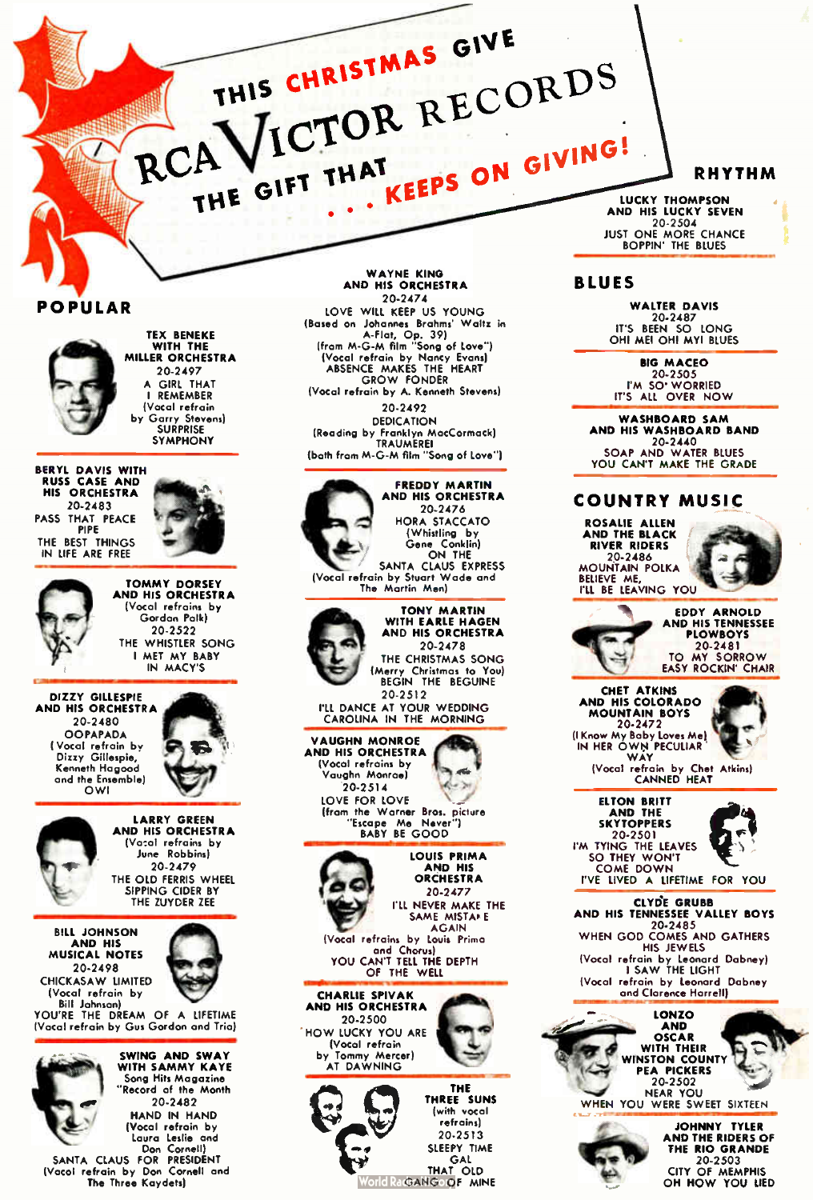# THIS CHRISTMAS GIVE RCA VICTOR RECORDS

## THE GIFT THAT . . . KEEPS ON GIVING!

## POPULAR

**TEX BENEKE WITH THE MILLER ORCHESTRA**
20-2497
A GIRL THAT I REMEMBER
(Vocal refrain by Garry Stevens)
SURPRISE SYMPHONY

**BERYL DAVIS WITH RUSS CASE AND HIS ORCHESTRA**
20-2483
PASS THAT PEACE PIPE
THE BEST THINGS IN LIFE ARE FREE

**TOMMY DORSEY AND HIS ORCHESTRA**
(Vocal refrains by Gordon Polk)
20-2522
THE WHISTLER SONG
I MET MY BABY IN MACY'S

**DIZZY GILLESPIE AND HIS ORCHESTRA**
20-2480
OOPAPADA
(Vocal refrain by Dizzy Gillespie, Kenneth Hagood and the Ensemble)
OWL

**LARRY GREEN AND HIS ORCHESTRA**
(Vocal refrains by June Robbins)
20-2479
THE OLD FERRIS WHEEL
SIPPING CIDER BY THE ZUYDER ZEE

**BILL JOHNSON AND HIS MUSICAL NOTES**
20-2498
CHICKASAW LIMITED
(Vocal refrain by Bill Johnson)
YOU'RE THE DREAM OF A LIFETIME
(Vocal refrain by Gus Gordon and Trio)

**SWING AND SWAY WITH SAMMY KAYE**
Song Hits Magazine "Record of the Month"
20-2482
HAND IN HAND
(Vocal refrain by Laura Leslie and Don Cornell)
SANTA CLAUS FOR PRESIDENT
(Vocal refrain by Don Cornell and The Three Kaydets)

**WAYNE KING AND HIS ORCHESTRA**
20-2474
LOVE WILL KEEP US YOUNG
(Based on Johannes Brahms' Waltz in A-Flat, Op. 39)
(from M-G-M film "Song of Love")
(Vocal refrain by Nancy Evans)
ABSENCE MAKES THE HEART GROW FONDER
(Vocal refrain by A. Kenneth Stevens)
20-2492
DEDICATION
(Reading by Franklyn MacCormack)
TRAUMEREI
(both from M-G-M film "Song of Love")

**FREDDY MARTIN AND HIS ORCHESTRA**
20-2476
HORA STACCATO
(Whistling by Gene Conklin)
ON THE SANTA CLAUS EXPRESS
(Vocal refrain by Stuart Wade and The Martin Men)

**TONY MARTIN WITH EARLE HAGEN AND HIS ORCHESTRA**
20-2478
THE CHRISTMAS SONG
(Merry Christmas to You)
BEGIN THE BEGUINE
20-2512
I'LL DANCE AT YOUR WEDDING
CAROLINA IN THE MORNING

**VAUGHN MONROE AND HIS ORCHESTRA**
(Vocal refrains by Vaughn Monroe)
20-2514
LOVE FOR LOVE
(from the Warner Bros. picture "Escape Me Never")
BABY BE GOOD

**LOUIS PRIMA AND HIS ORCHESTRA**
20-2477
I'LL NEVER MAKE THE SAME MISTAKE AGAIN
(Vocal refrains by Louis Prima and Chorus)
YOU CAN'T TELL THE DEPTH OF THE WELL

**CHARLIE SPIVAK AND HIS ORCHESTRA**
20-2500
HOW LUCKY YOU ARE
(Vocal refrain by Tommy Mercer)
AT DAWNING

**THE THREE SUNS**
(with vocal refrains)
20-2513
SLEEPY TIME GAL
THAT OLD GANG OF MINE

## RHYTHM

**LUCKY THOMPSON AND HIS LUCKY SEVEN**
20-2504
JUST ONE MORE CHANCE
BOPPIN' THE BLUES

## BLUES

**WALTER DAVIS**
20-2487
IT'S BEEN SO LONG
OH! ME! OH! MY! BLUES

**BIG MACEO**
20-2505
I'M SO WORRIED
IT'S ALL OVER NOW

**WASHBOARD SAM AND HIS WASHBOARD BAND**
20-2440
SOAP AND WATER BLUES
YOU CAN'T MAKE THE GRADE

## COUNTRY MUSIC

**ROSALIE ALLEN AND THE BLACK RIVER RIDERS**
20-2486
MOUNTAIN POLKA
BELIEVE ME, I'LL BE LEAVING YOU

**EDDY ARNOLD AND HIS TENNESSEE PLOWBOYS**
20-2481
TO MY SORROW
EASY ROCKIN' CHAIR

**CHET ATKINS AND HIS COLORADO MOUNTAIN BOYS**
20-2472
(I Know My Baby Loves Me) IN HER OWN PECULIAR WAY
(Vocal refrain by Chet Atkins)
CANNED HEAT

**ELTON BRITT AND THE SKYTOPPERS**
20-2501
I'M TYING THE LEAVES SO THEY WON'T COME DOWN
I'VE LIVED A LIFETIME FOR YOU

**CLYDE GRUBB AND HIS TENNESSEE VALLEY BOYS**
20-2485
WHEN GOD COMES AND GATHERS HIS JEWELS
(Vocal refrain by Leonard Dabney)
I SAW THE LIGHT
(Vocal refrain by Leonard Dabney and Clarence Harrell)

**LONZO AND OSCAR WITH THEIR WINSTON COUNTY PEA PICKERS**
20-2502
NEAR YOU
WHEN YOU WERE SWEET SIXTEEN

**JOHNNY TYLER AND THE RIDERS OF THE RIO GRANDE**
20-2503
CITY OF MEMPHIS
OH HOW YOU LIED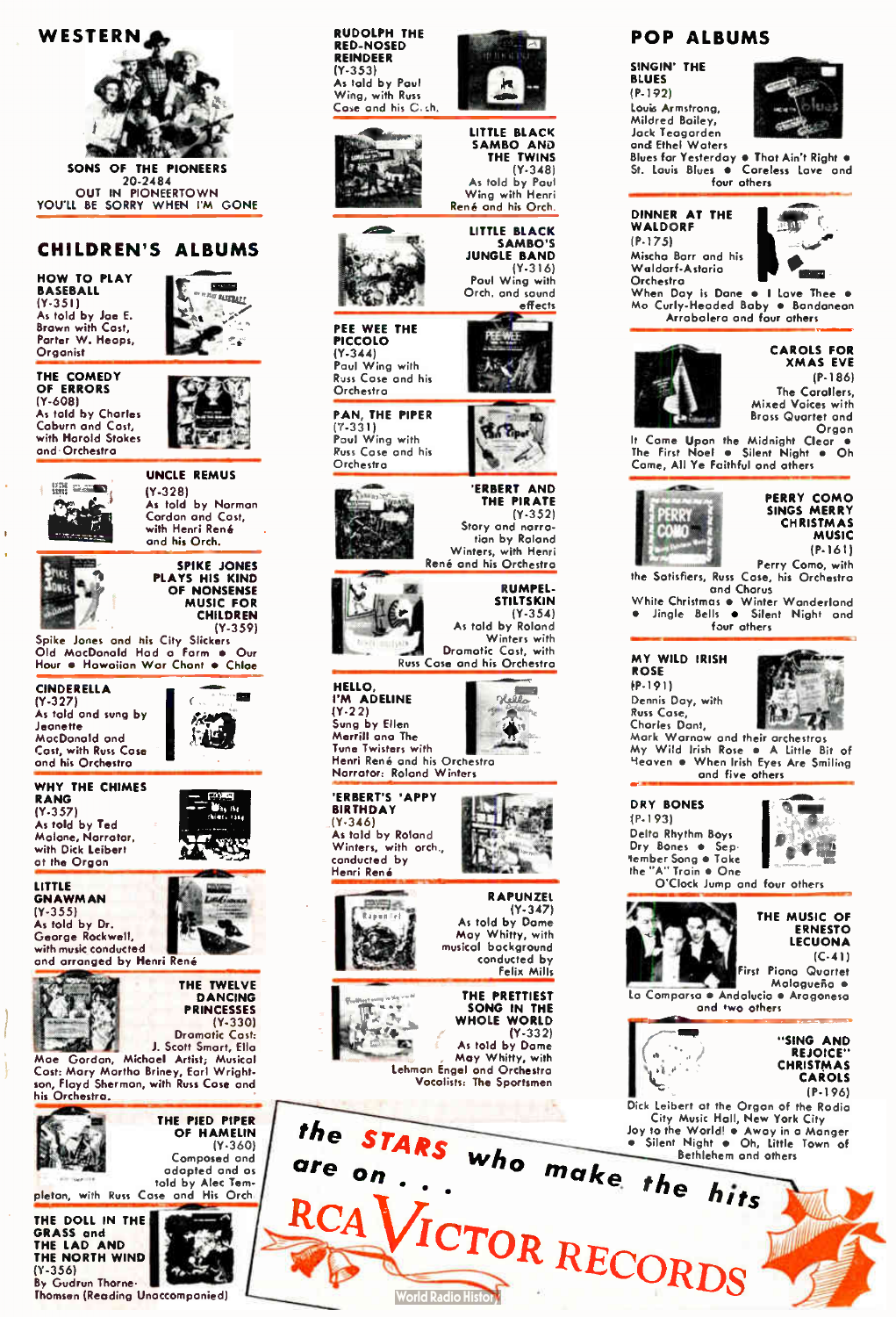## WESTERN

**SONS OF THE PIONEERS**
20-2484
OUT IN PIONEERTOWN
YOU'LL BE SORRY WHEN I'M GONE

## CHILDREN'S ALBUMS

**HOW TO PLAY BASEBALL**
(Y-351)
As told by Joe E. Brown with Cast, Porter W. Heaps, Organist

**THE COMEDY OF ERRORS**
(Y-608)
As told by Charles Coburn and Cast, with Harold Stokes and Orchestra

**UNCLE REMUS**
(Y-328)
As told by Norman Cordon and Cast, with Henri René and his Orch.

**SPIKE JONES PLAYS HIS KIND OF NONSENSE MUSIC FOR CHILDREN**
(Y-359)
Spike Jones and his City Slickers
Old MacDonald Had a Farm • Our Hour • Hawaiian War Chant • Chloe

**CINDERELLA**
(Y-327)
As told and sung by Jeanette MacDonald and Cast, with Russ Case and his Orchestra

**WHY THE CHIMES RANG**
(Y-357)
As told by Ted Malone, Narrator, with Dick Leibert at the Organ

**LITTLE GNAWMAN**
(Y-355)
As told by Dr. George Rockwell, with music conducted and arranged by Henri René

**THE TWELVE DANCING PRINCESSES**
(Y-330)
Dramatic Cast: J. Scott Smart, Ella Mae Gordon, Michael Artist; Musical Cast: Mary Martha Briney, Earl Wrightson, Floyd Sherman, with Russ Case and his Orchestra.

**THE PIED PIPER OF HAMELIN**
(Y-360)
Composed and adapted and as told by Alec Templeton, with Russ Case and His Orch.

**THE DOLL IN THE GRASS and THE LAD AND THE NORTH WIND**
(Y-356)
By Gudrun Thorne-Thomsen (Reading Unaccompanied)

**RUDOLPH THE RED-NOSED REINDEER**
(Y-353)
As told by Paul Wing, with Russ Case and his Orch.

**LITTLE BLACK SAMBO AND THE TWINS**
(Y-348)
As told by Paul Wing with Henri René and his Orch.

**LITTLE BLACK SAMBO'S JUNGLE BAND**
(Y-316)
Paul Wing with Orch. and sound effects

**PEE WEE THE PICCOLO**
(Y-344)
Paul Wing with Russ Case and his Orchestra

**PAN, THE PIPER**
(Y-331)
Paul Wing with Russ Case and his Orchestra

**'ERBERT AND THE PIRATE**
(Y-352)
Story and narration by Roland Winters, with Henri René and his Orchestra

**RUMPELSTILTSKIN**
(Y-354)
As told by Roland Winters with Dramatic Cast, with Russ Case and his Orchestra

**HELLO, I'M ADELINE**
(Y-22)
Sung by Ellen Merrill and The Tune Twisters with Henri René and his Orchestra
Narrator: Roland Winters

**'ERBERT'S 'APPY BIRTHDAY**
(Y-346)
As told by Roland Winters, with orch., conducted by Henri René

**RAPUNZEL**
(Y-347)
As told by Dame May Whitty, with musical background conducted by Felix Mills

**THE PRETTIEST SONG IN THE WHOLE WORLD**
(Y-332)
As told by Dame May Whitty, with Lehman Engel and Orchestra
Vocalists: The Sportsmen

## POP ALBUMS

**SINGIN' THE BLUES**
(P-192)
Louis Armstrong, Mildred Bailey, Jack Teagarden and Ethel Waters
Blues for Yesterday • That Ain't Right • St. Louis Blues • Careless Love and four others

**DINNER AT THE WALDORF**
(P-175)
Mischa Borr and his Waldorf-Astoria Orchestra
When Day is Done • I Love Thee • Mo Curly-Headed Baby • Bandanean Arrabalero and four others

**CAROLS FOR XMAS EVE**
(P-186)
The Carollers, Mixed Voices with Brass Quartet and Organ
It Came Upon the Midnight Clear • The First Noel • Silent Night • Oh Come, All Ye Faithful and others

**PERRY COMO SINGS MERRY CHRISTMAS MUSIC**
(P-161)
Perry Como, with the Satisfiers, Russ Case, his Orchestra and Chorus
White Christmas • Winter Wonderland • Jingle Bells • Silent Night and four others

**MY WILD IRISH ROSE**
(P-191)
Dennis Day, with Russ Case, Charles Dant, Mark Warnow and their orchestras
My Wild Irish Rose • A Little Bit of Heaven • When Irish Eyes Are Smiling and five others

**DRY BONES**
(P-193)
Delta Rhythm Boys
Dry Bones • September Song • Take the "A" Train • One O'Clock Jump and four others

**THE MUSIC OF ERNESTO LECUONA**
(C-41)
First Piano Quartet
Malagueña • La Comparsa • Andalucia • Aragonesa and two others

**"SING AND REJOICE" CHRISTMAS CAROLS**
(P-196)
Dick Leibert at the Organ of the Radio City Music Hall, New York City
Joy to the World! • Away in a Manger • Silent Night • Oh, Little Town of Bethlehem and others

**the STARS who make the hits are on . . . RCA VICTOR RECORDS**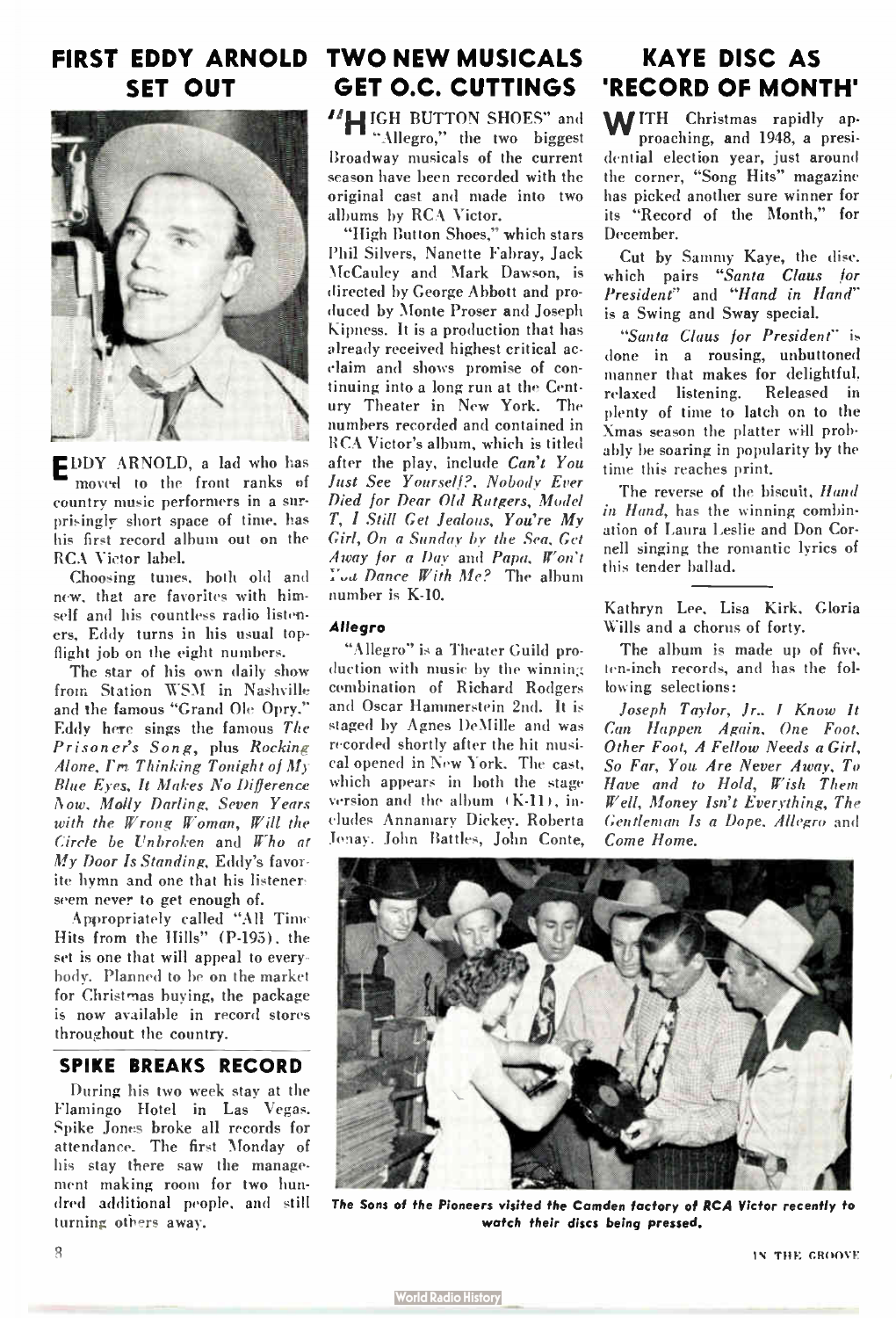## FIRST EDDY ARNOLD SET OUT

EDDY ARNOLD, a lad who has moved to the front ranks of country music performers in a surprisingly short space of time, has his first record album out on the RCA Victor label.

Choosing tunes, both old and new, that are favorites with himself and his countless radio listeners, Eddy turns in his usual top-flight job on the eight numbers.

The star of his own daily show from Station WSM in Nashville and the famous "Grand Ole Opry," Eddy here sings the famous *The Prisoner's Song*, plus *Rocking Alone, I'm Thinking Tonight of My Blue Eyes, It Makes No Difference Now, Molly Darling, Seven Years with the Wrong Woman, Will the Circle be Unbroken* and *Who at My Door Is Standing*, Eddy's favorite hymn and one that his listeners seem never to get enough of.

Appropriately called "All Time Hits from the Hills" (P-195), the set is one that will appeal to everybody. Planned to be on the market for Christmas buying, the package is now available in record stores throughout the country.

## SPIKE BREAKS RECORD

During his two week stay at the Flamingo Hotel in Las Vegas, Spike Jones broke all records for attendance. The first Monday of his stay there saw the management making room for two hundred additional people, and still turning others away.

## TWO NEW MUSICALS GET O.C. CUTTINGS

"HIGH BUTTON SHOES" and "Allegro," the two biggest Broadway musicals of the current season have been recorded with the original cast and made into two albums by RCA Victor.

"High Button Shoes," which stars Phil Silvers, Nanette Fabray, Jack McCauley and Mark Dawson, is directed by George Abbott and produced by Monte Proser and Joseph Kipness. It is a production that has already received highest critical acclaim and shows promise of continuing into a long run at the Century Theater in New York. The numbers recorded and contained in RCA Victor's album, which is titled after the play, include *Can't You Just See Yourself?, Nobody Ever Died for Dear Old Rutgers, Model T, I Still Get Jealous, You're My Girl, On a Sunday by the Sea, Get Away for a Day* and *Papa, Won't You Dance With Me?* The album number is K-10.

### Allegro

"Allegro" is a Theater Guild production with music by the winning combination of Richard Rodgers and Oscar Hammerstein 2nd. It is staged by Agnes DeMille and was recorded shortly after the hit musical opened in New York. The cast, which appears in both the stage version and the album (K-11), includes Annamary Dickey, Roberta Jonay, John Battles, John Conte, Kathryn Lee, Lisa Kirk, Gloria Wills and a chorus of forty.

The album is made up of five, ten-inch records, and has the following selections:

*Joseph Taylor, Jr., I Know It Can Happen Again, One Foot, Other Foot, A Fellow Needs a Girl, So Far, You Are Never Away, To Have and to Hold, Wish Them Well, Money Isn't Everything, The Gentleman Is a Dope, Allegro* and *Come Home.*

## KAYE DISC AS 'RECORD OF MONTH'

WITH Christmas rapidly approaching, and 1948, a presidential election year, just around the corner, "Song Hits" magazine has picked another sure winner for its "Record of the Month," for December.

Cut by Sammy Kaye, the disc, which pairs "*Santa Claus for President*" and "*Hand in Hand*" is a Swing and Sway special.

"*Santa Claus for President*" is done in a rousing, unbuttoned manner that makes for delightful, relaxed listening. Released in plenty of time to latch on to the Xmas season the platter will probably be soaring in popularity by the time this reaches print.

The reverse of the biscuit, *Hand in Hand*, has the winning combination of Laura Leslie and Don Cornell singing the romantic lyrics of this tender ballad.

*The Sons of the Pioneers visited the Camden factory of RCA Victor recently to watch their discs being pressed.*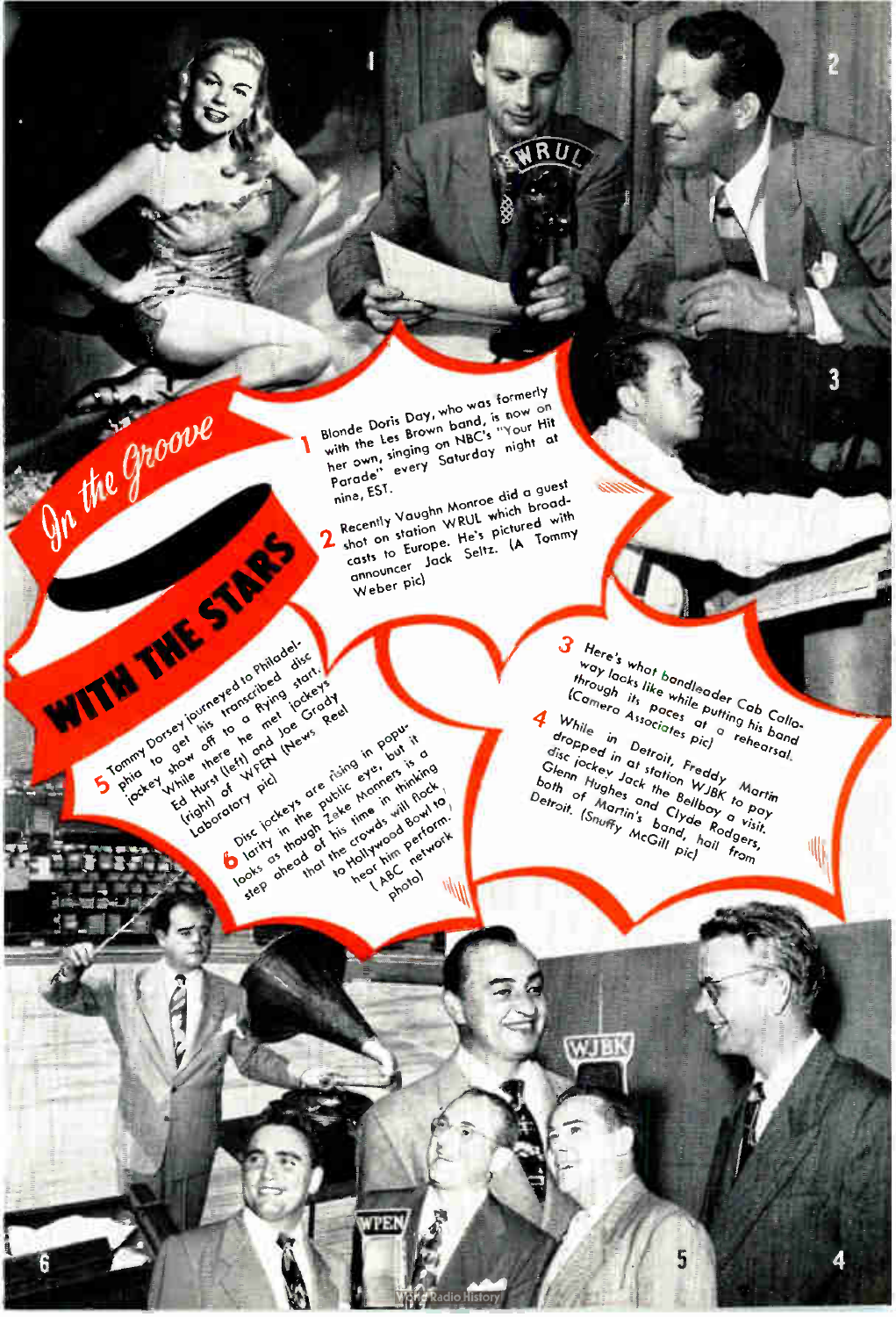# In the Groove WITH THE STARS

1 Blonde Doris Day, who was formerly with the Les Brown band, is now on her own, singing on NBC's "Your Hit Parade" every Saturday night at nine, EST.

2 Recently Vaughn Monroe did a guest shot on station WRUL which broadcasts to Europe. He's pictured with announcer Jack Seltz. (A Tommy Weber pic)

3 Here's what bandleader Cab Calloway looks like while putting his band through its paces at a rehearsal. (Camera Associates pic)

4 While in Detroit, Freddy Martin dropped in at station WJBK to pay disc jockey Jack the Bellboy a visit. Glenn Hughes and Clyde Rodgers, both of Martin's band, hail from Detroit. (Snuffy McGill pic)

5 Tommy Dorsey journeyed to Philadelphia to get his transcribed disc jockey show off to a flying start. While there he met jockeys Ed Hurst (left) and Joe Grady (right) of WPEN (News Reel Laboratory pic)

6 Disc jockeys are rising in popularity in the public eye, but it looks as though Zeke Manners is a step ahead of his time in thinking that the crowds will flock to Hollywood Bowl to hear him perform. (ABC network photo)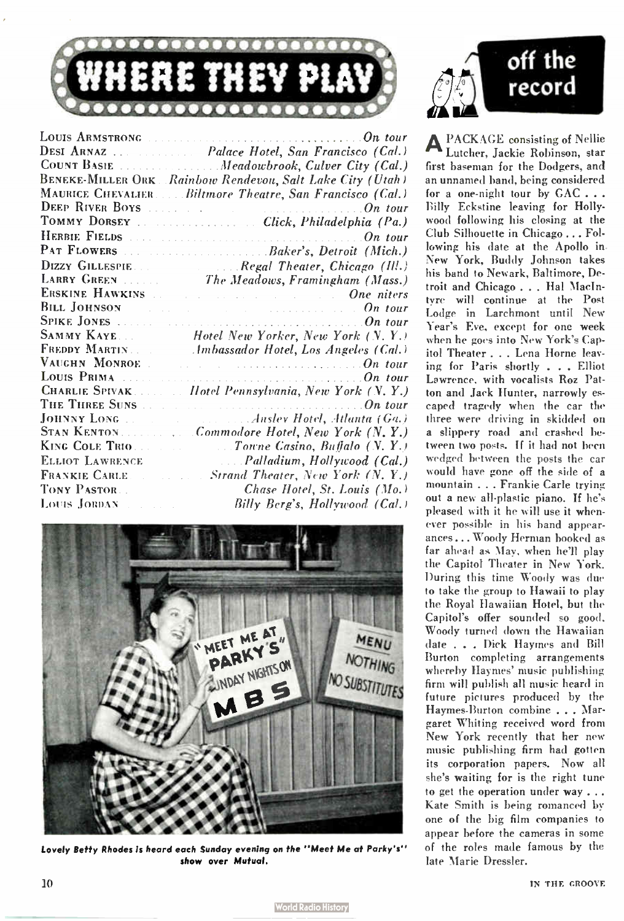# WHERE THEY PLAY

| | |
|---|---|
| Louis Armstrong | On tour |
| Desi Arnaz | Palace Hotel, San Francisco (Cal.) |
| Count Basie | Meadowbrook, Culver City (Cal.) |
| Beneke-Miller Ork | Rainbow Rendevou, Salt Lake City (Utah) |
| Maurice Chevalier | Biltmore Theatre, San Francisco (Cal.) |
| Deep River Boys | On tour |
| Tommy Dorsey | Click, Philadelphia (Pa.) |
| Herbie Fields | On tour |
| Pat Flowers | Baker's, Detroit (Mich.) |
| Dizzy Gillespie | Regal Theater, Chicago (Ill.) |
| Larry Green | The Meadows, Framingham (Mass.) |
| Erskine Hawkins | One niters |
| Bill Johnson | On tour |
| Spike Jones | On tour |
| Sammy Kaye | Hotel New Yorker, New York (N. Y.) |
| Freddy Martin | Ambassador Hotel, Los Angeles (Cal.) |
| Vaughn Monroe | On tour |
| Louis Prima | On tour |
| Charlie Spivak | Hotel Pennsylvania, New York (N. Y.) |
| The Three Suns | On tour |
| Johnny Long | Ansley Hotel, Atlanta (Ga.) |
| Stan Kenton | Commodore Hotel, New York (N. Y.) |
| King Cole Trio | Towne Casino, Buffalo (N. Y.) |
| Elliot Lawrence | Palladium, Hollywood (Cal.) |
| Frankie Carle | Strand Theater, New York (N. Y.) |
| Tony Pastor | Chase Hotel, St. Louis (Mo.) |
| Louis Jordan | Billy Berg's, Hollywood (Cal.) |

*Lovely Betty Rhodes is heard each Sunday evening on the "Meet Me at Parky's" show over Mutual.*

# off the record

A PACKAGE consisting of Nellie Lutcher, Jackie Robinson, star first baseman for the Dodgers, and an unnamed band, being considered for a one-night tour by GAC . . . Billy Eckstine leaving for Hollywood following his closing at the Club Silhouette in Chicago . . . Following his date at the Apollo in New York, Buddy Johnson takes his band to Newark, Baltimore, Detroit and Chicago . . . Hal MacIntyre will continue at the Post Lodge in Larchmont until New Year's Eve, except for one week when he goes into New York's Capitol Theater . . . Lena Horne leaving for Paris shortly . . . Elliot Lawrence, with vocalists Roz Patton and Jack Hunter, narrowly escaped tragedy when the car the three were driving in skidded on a slippery road and crashed between two posts. If it had not been wedged between the posts the car would have gone off the side of a mountain . . . Frankie Carle trying out a new all-plastic piano. If he's pleased with it he will use it whenever possible in his band appearances . . . Woody Herman booked as far ahead as May, when he'll play the Capitol Theater in New York. During this time Woody was due to take the group to Hawaii to play the Royal Hawaiian Hotel, but the Capitol's offer sounded so good, Woody turned down the Hawaiian date . . . Dick Haymes and Bill Burton completing arrangements whereby Haymes' music publishing firm will publish all music heard in future pictures produced by the Haymes-Burton combine . . . Margaret Whiting received word from New York recently that her new music publishing firm had gotten its corporation papers. Now all she's waiting for is the right tune to get the operation under way . . . Kate Smith is being romanced by one of the big film companies to appear before the cameras in some of the roles made famous by the late Marie Dressler.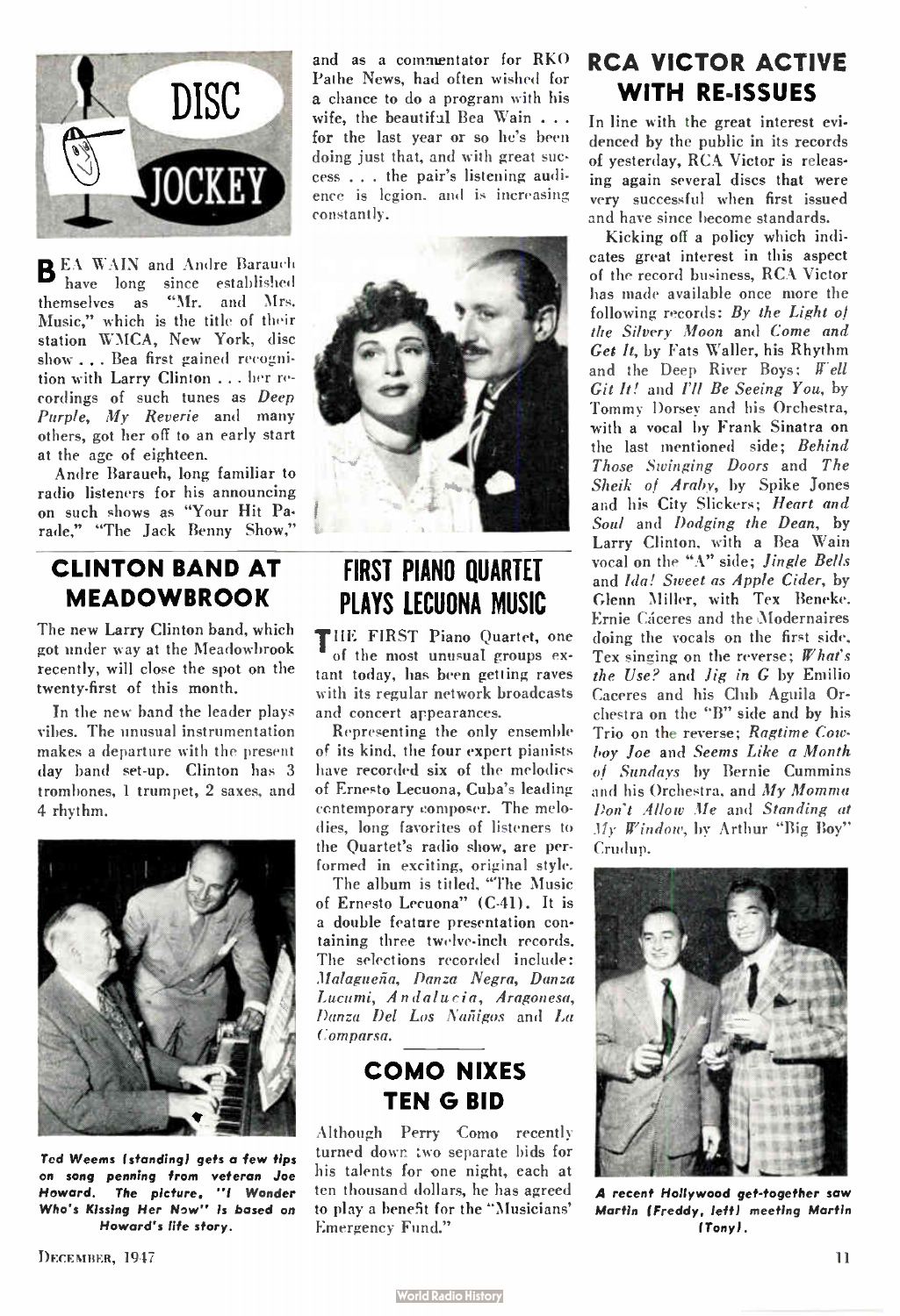# DISC JOCKEY

BEA WAIN and Andre Baruch have long since established themselves as "Mr. and Mrs. Music," which is the title of their station WMCA, New York, disc show . . . Bea first gained recognition with Larry Clinton . . . her recordings of such tunes as *Deep Purple*, *My Reverie* and many others, got her off to an early start at the age of eighteen.

Andre Baruch, long familiar to radio listeners for his announcing on such shows as "Your Hit Parade," "The Jack Benny Show," and as a commentator for RKO Pathe News, had often wished for a chance to do a program with his wife, the beautiful Bea Wain . . . for the last year or so he's been doing just that, and with great success . . . the pair's listening audience is legion, and is increasing constantly.

## CLINTON BAND AT MEADOWBROOK

The new Larry Clinton band, which got under way at the Meadowbrook recently, will close the spot on the twenty-first of this month.

In the new band the leader plays vibes. The unusual instrumentation makes a departure with the present day band set-up. Clinton has 3 trombones, 1 trumpet, 2 saxes, and 4 rhythm.

*Ted Weems (standing) gets a few tips on song penning from veteran Joe Howard. The picture, "I Wonder Who's Kissing Her Now" is based on Howard's life story.*

## FIRST PIANO QUARTET PLAYS LECUONA MUSIC

THE FIRST Piano Quartet, one of the most unusual groups extant today, has been getting raves with its regular network broadcasts and concert appearances.

Representing the only ensemble of its kind, the four expert pianists have recorded six of the melodies of Ernesto Lecuona, Cuba's leading contemporary composer. The melodies, long favorites of listeners to the Quartet's radio show, are performed in exciting, original style.

The album is titled, "The Music of Ernesto Lecuona" (C-41). It is a double feature presentation containing three twelve-inch records. The selections recorded include: *Malagueña*, *Danza Negra*, *Danza Lucumi*, *Andalucia*, *Aragonesa*, *Danza Del Los Nañigos* and *La Comparsa*.

## COMO NIXES TEN G BID

Although Perry Como recently turned down two separate bids for his talents for one night, each at ten thousand dollars, he has agreed to play a benefit for the "Musicians' Emergency Fund."

## RCA VICTOR ACTIVE WITH RE-ISSUES

In line with the great interest evidenced by the public in its records of yesterday, RCA Victor is releasing again several discs that were very successful when first issued and have since become standards.

Kicking off a policy which indicates great interest in this aspect of the record business, RCA Victor has made available once more the following records: *By the Light of the Silvery Moon* and *Come and Get It*, by Fats Waller, his Rhythm and the Deep River Boys; *Well Git It!* and *I'll Be Seeing You*, by Tommy Dorsey and his Orchestra, with a vocal by Frank Sinatra on the last mentioned side; *Behind Those Swinging Doors* and *The Sheik of Araby*, by Spike Jones and his City Slickers; *Heart and Soul* and *Dodging the Dean*, by Larry Clinton, with a Bea Wain vocal on the "A" side; *Jingle Bells* and *Ida! Sweet as Apple Cider*, by Glenn Miller, with Tex Beneke, Ernie Cáceres and the Modernaires doing the vocals on the first side, Tex singing on the reverse; *What's the Use?* and *Jig in G* by Emilio Caceres and his Club Aguila Orchestra on the "B" side and by his Trio on the reverse; *Ragtime Cowboy Joe* and *Seems Like a Month of Sundays* by Bernie Cummins and his Orchestra, and *My Momma Don't Allow Me* and *Standing at My Window*, by Arthur "Big Boy" Crudup.

*A recent Hollywood get-together saw Martin (Freddy, left) meeting Martin (Tony).*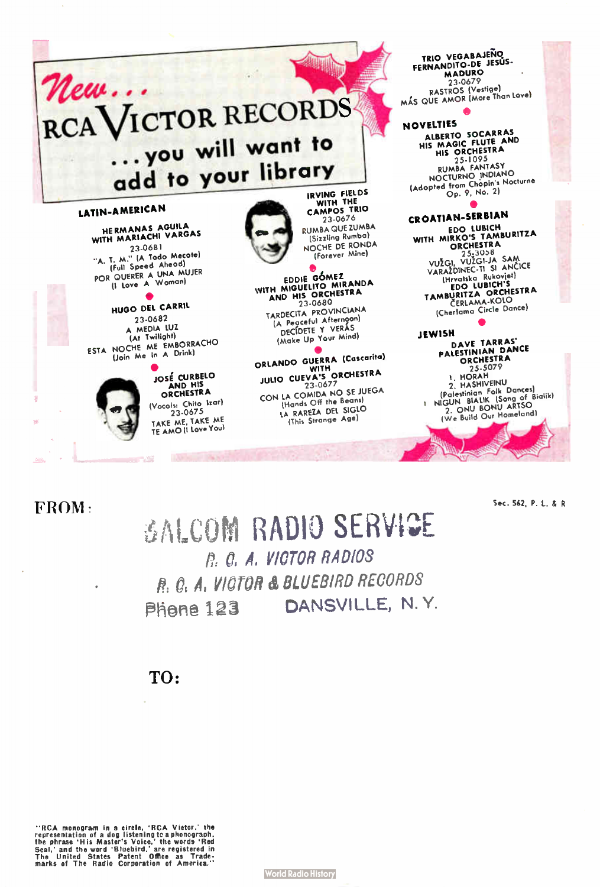# *New...* RCA VICTOR RECORDS

## ... you will want to add to your library

### LATIN-AMERICAN

**HERMANAS AGUILA WITH MARIACHI VARGAS**
23-0681
"A. T. M." (A Todo Mecate) (Full Speed Ahead)
POR QUERER A UNA MUJER (I Love A Woman)

**HUGO DEL CARRIL**
23-0682
A MEDIA LUZ (At Twilight)
ESTA NOCHE ME EMBORRACHO (Join Me In A Drink)

**JOSÉ CURBELO AND HIS ORCHESTRA**
(Vocals: Chito Izar)
23-0675
TAKE ME, TAKE ME
TE AMO (I Love You)

**IRVING FIELDS WITH THE CAMPOS TRIO**
23-0676
RUMBA QUE ZUMBA (Sizzling Rumba)
NOCHE DE RONDA (Forever Mine)

**EDDIE GÓMEZ WITH MIGUELITO MIRANDA AND HIS ORCHESTRA**
23-0680
TARDECITA PROVINCIANA (A Peaceful Afternoon)
DECÍDETE Y VERÁS (Make Up Your Mind)

**ORLANDO GUERRA (Cascarita) WITH JULIO CUEVA'S ORCHESTRA**
23-0677
CON LA COMIDA NO SE JUEGA (Hands Off the Beans)
LA RAREZA DEL SIGLO (This Strange Age)

**TRIO VEGABAJEÑO FERNANDITO-DE JESÚS-MADURO**
23-0679
RASTROS (Vestige)
MÁS QUE AMOR (More Than Love)

### NOVELTIES

**ALBERTO SOCARRAS HIS MAGIC FLUTE AND HIS ORCHESTRA**
25-1095
RUMBA FANTASY
NOCTURNO INDIANO (Adopted from Chopin's Nocturne Op. 9, No. 2)

### CROATIAN-SERBIAN

**EDO LUBICH WITH MIRKO'S TAMBURITZA ORCHESTRA**
25-3058
VUŽGI, VUŽGI-JA SAM VARAŽDINEC-TI SI ANČICE (Hrvatska Rukovjet)

**EDO LUBICH'S TAMBURITZA ORCHESTRA**
ČERLAMA-KOLO (Cherlama Circle Dance)

### JEWISH

**DAVE TARRAS' PALESTINIAN DANCE ORCHESTRA**
25-5079
1. HORAH
2. HASHIVEINU (Palestinian Folk Dances)
1. NIGUN BIALIK (Song of Bialik)
2. ONU BONU ARTSO (We Build Our Homeland)

FROM:

Sec. 562, P. L. & R

**SALCOM RADIO SERVICE**
*R. C. A. VICTOR RADIOS*
*R. C. A. VICTOR & BLUEBIRD RECORDS*
Phone 123 DANSVILLE, N. Y.

TO:

"RCA monogram in a circle, 'RCA Victor,' the representation of a dog listening to a phonograph, the phrase 'His Master's Voice,' the words 'Red Seal,' and the word 'Bluebird,' are registered in The United States Patent Office as Trademarks of The Radio Corporation of America."